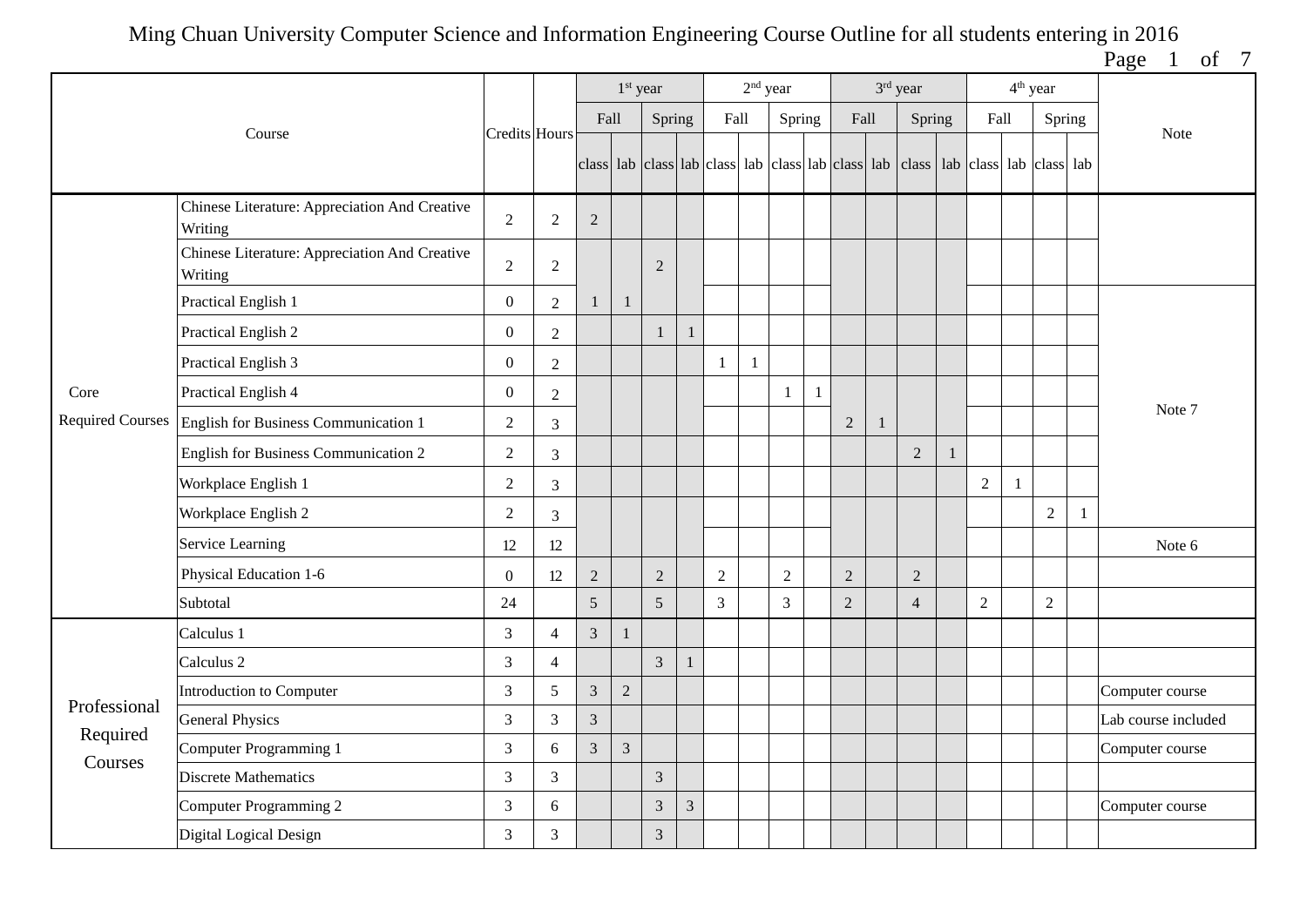# Ming Chuan University Computer Science and Information Engineering Course Outline for all students entering in 2016

| Course | | Credits | Hours | 1st year | | | | 2nd year | | | | 3rd year | | | | 4th year | | | | Note |
|---|---|---|---|---|---|---|---|---|---|---|---|---|---|---|---|---|---|---|---|---|
| | | | | Fall | | Spring | | Fall | | Spring | | Fall | | Spring | | Fall | | Spring | | |
| | | | | class | lab | class | lab | class | lab | class | lab | class | lab | class | lab | class | lab | class | lab | |
| Core Required Courses | Chinese Literature: Appreciation And Creative Writing | 2 | 2 | 2 | | | | | | | | | | | | | | | | |
| | Chinese Literature: Appreciation And Creative Writing | 2 | 2 | | | 2 | | | | | | | | | | | | | | |
| | Practical English 1 | 0 | 2 | 1 | 1 | | | | | | | | | | | | | | | Note 7 |
| | Practical English 2 | 0 | 2 | | | 1 | 1 | | | | | | | | | | | | | |
| | Practical English 3 | 0 | 2 | | | | | 1 | 1 | | | | | | | | | | | |
| | Practical English 4 | 0 | 2 | | | | | | | 1 | 1 | | | | | | | | | |
| | English for Business Communication 1 | 2 | 3 | | | | | | | | | 2 | 1 | | | | | | | |
| | English for Business Communication 2 | 2 | 3 | | | | | | | | | | | 2 | 1 | | | | | |
| | Workplace English 1 | 2 | 3 | | | | | | | | | | | | | 2 | 1 | | | |
| | Workplace English 2 | 2 | 3 | | | | | | | | | | | | | | | 2 | 1 | |
| | Service Learning | 12 | 12 | | | | | | | | | | | | | | | | | Note 6 |
| | Physical Education 1-6 | 0 | 12 | 2 | | 2 | | 2 | | 2 | | 2 | | 2 | | | | | | |
| | Subtotal | 24 | | 5 | | 5 | | 3 | | 3 | | 2 | | 4 | | 2 | | 2 | | |
| Professional Required Courses | Calculus 1 | 3 | 4 | 3 | 1 | | | | | | | | | | | | | | | |
| | Calculus 2 | 3 | 4 | | | 3 | 1 | | | | | | | | | | | | | |
| | Introduction to Computer | 3 | 5 | 3 | 2 | | | | | | | | | | | | | | | Computer course |
| | General Physics | 3 | 3 | 3 | | | | | | | | | | | | | | | | Lab course included |
| | Computer Programming 1 | 3 | 6 | 3 | 3 | | | | | | | | | | | | | | | Computer course |
| | Discrete Mathematics | 3 | 3 | | | 3 | | | | | | | | | | | | | | |
| | Computer Programming 2 | 3 | 6 | | | 3 | 3 | | | | | | | | | | | | | Computer course |
| | Digital Logical Design | 3 | 3 | | | 3 | | | | | | | | | | | | | | |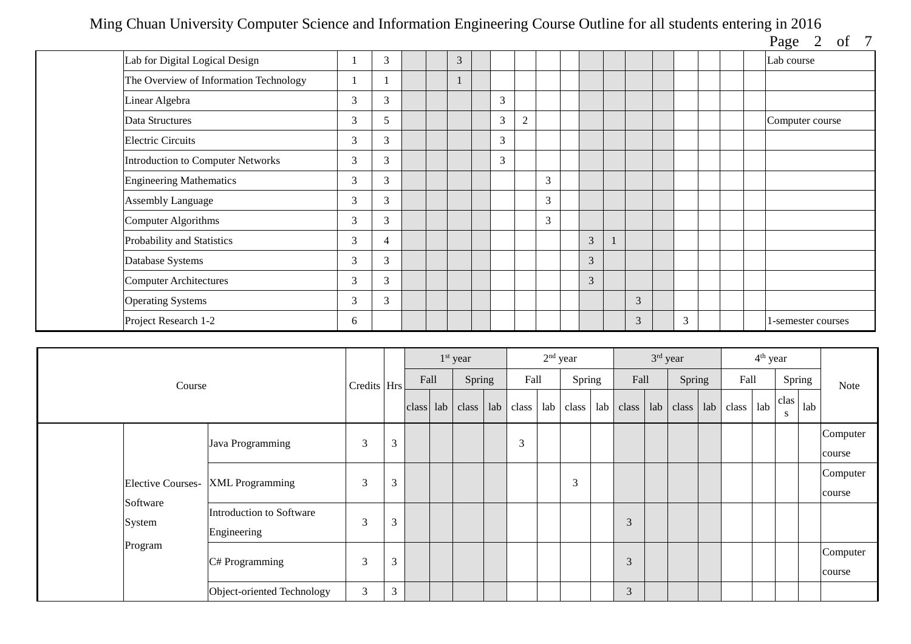Ming Chuan University Computer Science and Information Engineering Course Outline for all students entering in 2016

| | Course | Credits | Hrs | 1st year Fall class | lab | Spring class | lab | 2nd year Fall class | lab | Spring class | lab | 3rd year Fall class | lab | Spring class | lab | 4th year Fall class | lab | Spring class | lab | Note |
|---|---|---|---|---|---|---|---|---|---|---|---|---|---|---|---|---|---|---|---|---|
| | Lab for Digital Logical Design | 1 | 3 | | | 3 | | | | | | | | | | | | | | Lab course |
| | The Overview of Information Technology | 1 | 1 | | | 1 | | | | | | | | | | | | | | |
| | Linear Algebra | 3 | 3 | | | | | 3 | | | | | | | | | | | | |
| | Data Structures | 3 | 5 | | | | | 3 | 2 | | | | | | | | | | | Computer course |
| | Electric Circuits | 3 | 3 | | | | | 3 | | | | | | | | | | | | |
| | Introduction to Computer Networks | 3 | 3 | | | | | 3 | | | | | | | | | | | | |
| | Engineering Mathematics | 3 | 3 | | | | | | | 3 | | | | | | | | | | |
| | Assembly Language | 3 | 3 | | | | | | | 3 | | | | | | | | | | |
| | Computer Algorithms | 3 | 3 | | | | | | | 3 | | | | | | | | | | |
| | Probability and Statistics | 3 | 4 | | | | | | | | | 3 | 1 | | | | | | | |
| | Database Systems | 3 | 3 | | | | | | | | | 3 | | | | | | | | |
| | Computer Architectures | 3 | 3 | | | | | | | | | 3 | | | | | | | | |
| | Operating Systems | 3 | 3 | | | | | | | | | | | 3 | | | | | | |
| | Project Research 1-2 | 6 | | | | | | | | | | | | 3 | | 3 | | | | 1-semester courses |

| Course | | | Credits | Hrs | 1st year | | | | 2nd year | | | | 3rd year | | | | 4th year | | | | Note |
|---|---|---|---|---|---|---|---|---|---|---|---|---|---|---|---|---|---|---|---|---|---|
| | | | | | Fall | | Spring | | Fall | | Spring | | Fall | | Spring | | Fall | | Spring | | |
| | | | | | class | lab | class | lab | class | lab | class | lab | class | lab | class | lab | class | lab | class | lab | |
| | Elective Courses-Software System Program | Java Programming | 3 | 3 | | | | | 3 | | | | | | | | | | | | Computer course |
| | | XML Programming | 3 | 3 | | | | | | | 3 | | | | | | | | | | Computer course |
| | | Introduction to Software Engineering | 3 | 3 | | | | | | | | | 3 | | | | | | | | |
| | | C# Programming | 3 | 3 | | | | | | | | | 3 | | | | | | | | Computer course |
| | | Object-oriented Technology | 3 | 3 | | | | | | | | | 3 | | | | | | | | |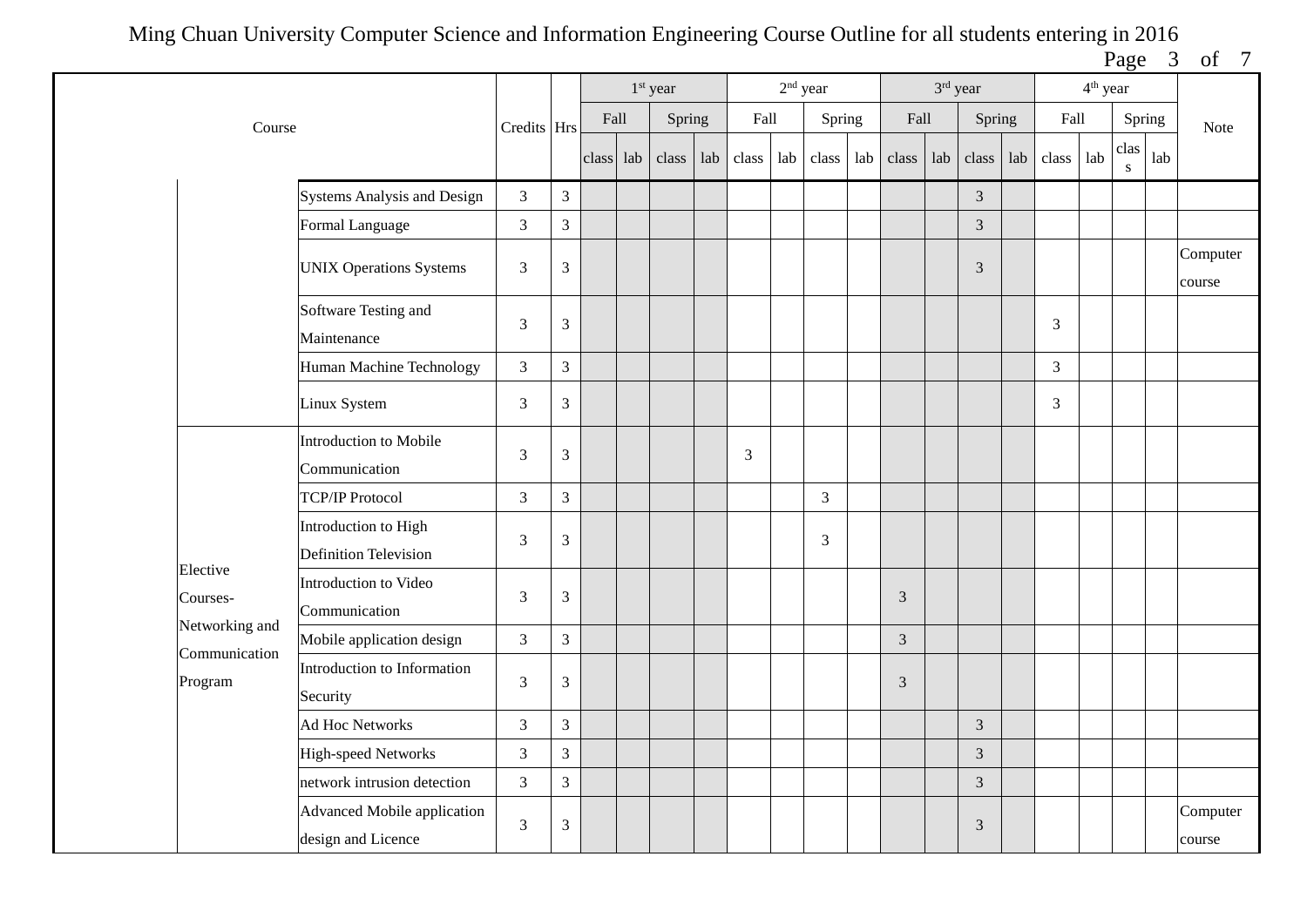Ming Chuan University Computer Science and Information Engineering Course Outline for all students entering in 2016

| Course | | | Credits | Hrs | 1st year | | | | 2nd year | | | | 3rd year | | | | 4th year | | | | Note |
|---|---|---|---|---|---|---|---|---|---|---|---|---|---|---|---|---|---|---|---|---|---|
| | | | | | Fall | | Spring | | Fall | | Spring | | Fall | | Spring | | Fall | | Spring | | |
| | | | | | class | lab | class | lab | class | lab | class | lab | class | lab | class | lab | class | lab | class | lab | |
| | | Systems Analysis and Design | 3 | 3 | | | | | | | | | | | 3 | | | | | | |
| | | Formal Language | 3 | 3 | | | | | | | | | | | 3 | | | | | | |
| | | UNIX Operations Systems | 3 | 3 | | | | | | | | | | | 3 | | | | | | Computer course |
| | | Software Testing and Maintenance | 3 | 3 | | | | | | | | | | | | | 3 | | | | |
| | | Human Machine Technology | 3 | 3 | | | | | | | | | | | | | 3 | | | | |
| | | Linux System | 3 | 3 | | | | | | | | | | | | | 3 | | | | |
| | Elective Courses-Networking and Communication Program | Introduction to Mobile Communication | 3 | 3 | | | | | 3 | | | | | | | | | | | | |
| | | TCP/IP Protocol | 3 | 3 | | | | | | | 3 | | | | | | | | | | |
| | | Introduction to High Definition Television | 3 | 3 | | | | | | | 3 | | | | | | | | | | |
| | | Introduction to Video Communication | 3 | 3 | | | | | | | | | 3 | | | | | | | | |
| | | Mobile application design | 3 | 3 | | | | | | | | | 3 | | | | | | | | |
| | | Introduction to Information Security | 3 | 3 | | | | | | | | | 3 | | | | | | | | |
| | | Ad Hoc Networks | 3 | 3 | | | | | | | | | | | 3 | | | | | | |
| | | High-speed Networks | 3 | 3 | | | | | | | | | | | 3 | | | | | | |
| | | network intrusion detection | 3 | 3 | | | | | | | | | | | 3 | | | | | | |
| | | Advanced Mobile application design and Licence | 3 | 3 | | | | | | | | | | | 3 | | | | | | Computer course |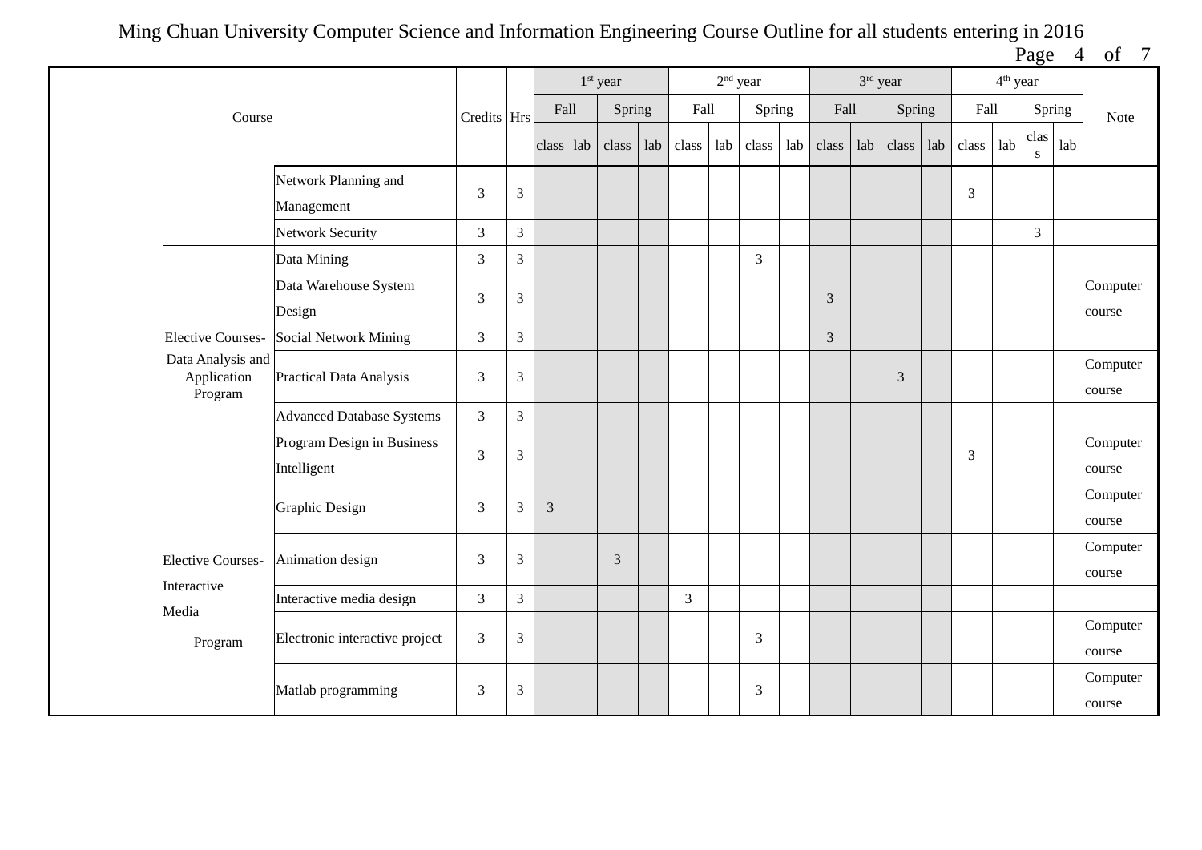| Course | | | Credits | Hrs | 1st year | | | | 2nd year | | | | 3rd year | | | | 4th year | | | | Note |
|---|---|---|---|---|---|---|---|---|---|---|---|---|---|---|---|---|---|---|---|---|---|
| | | | | | Fall | | Spring | | Fall | | Spring | | Fall | | Spring | | Fall | | Spring | | |
| | | | | | class | lab | class | lab | class | lab | class | lab | class | lab | class | lab | class | lab | class | lab | |
| | | Network Planning and Management | 3 | 3 | | | | | | | | | | | | | 3 | | | | |
| | | Network Security | 3 | 3 | | | | | | | | | | | | | | | 3 | | |
| | Elective Courses- Data Analysis and Application Program | Data Mining | 3 | 3 | | | | | | | 3 | | | | | | | | | | |
| | | Data Warehouse System Design | 3 | 3 | | | | | | | | | 3 | | | | | | | | Computer course |
| | | Social Network Mining | 3 | 3 | | | | | | | | | 3 | | | | | | | | |
| | | Practical Data Analysis | 3 | 3 | | | | | | | | | | | 3 | | | | | | Computer course |
| | | Advanced Database Systems | 3 | 3 | | | | | | | | | | | | | | | | | |
| | | Program Design in Business Intelligent | 3 | 3 | | | | | | | | | | | | | 3 | | | | Computer course |
| | Elective Courses- Interactive Media Program | Graphic Design | 3 | 3 | 3 | | | | | | | | | | | | | | | | Computer course |
| | | Animation design | 3 | 3 | | | 3 | | | | | | | | | | | | | | Computer course |
| | | Interactive media design | 3 | 3 | | | | | 3 | | | | | | | | | | | | |
| | | Electronic interactive project | 3 | 3 | | | | | | | 3 | | | | | | | | | | Computer course |
| | | Matlab programming | 3 | 3 | | | | | | | 3 | | | | | | | | | | Computer course |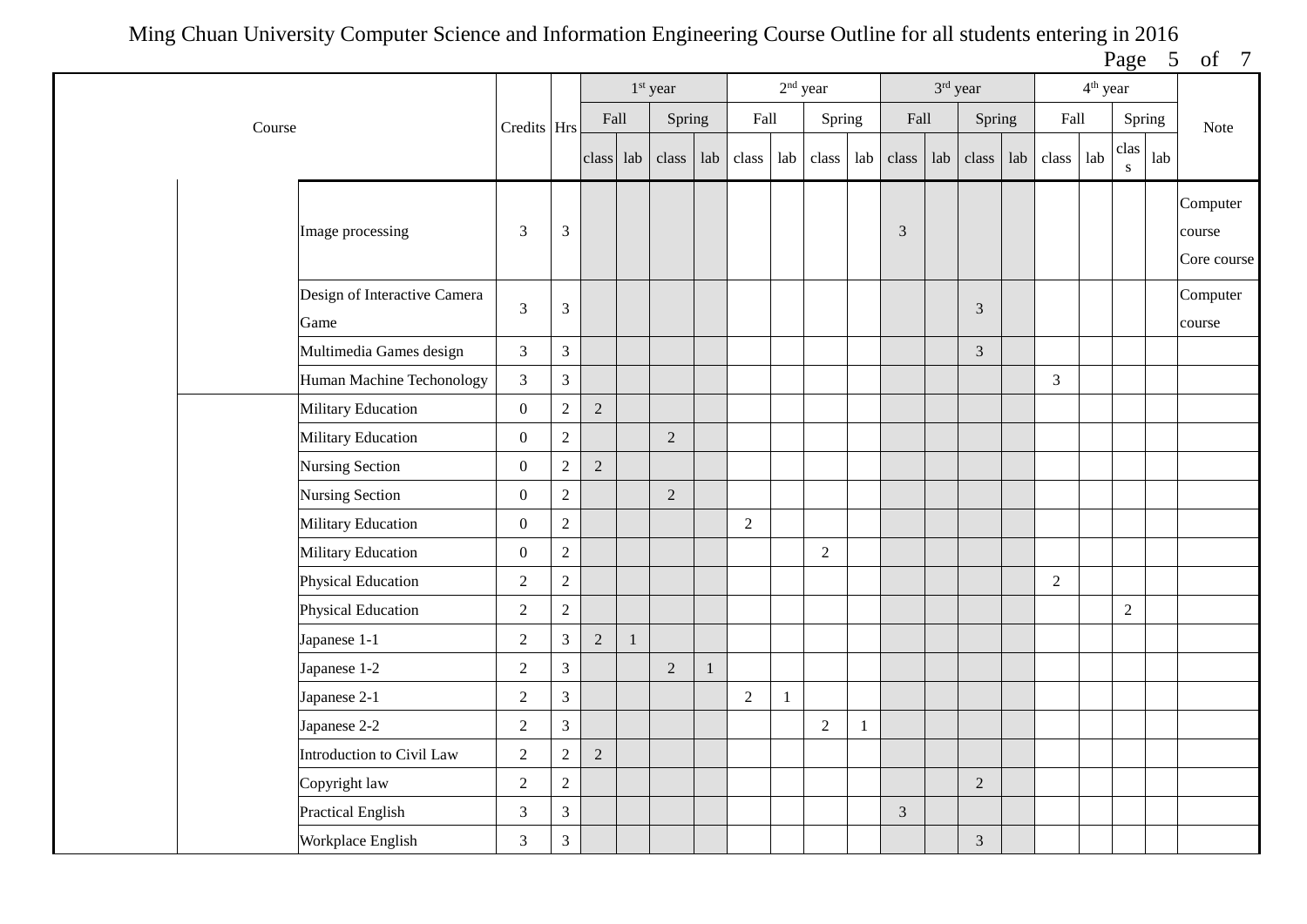Ming Chuan University Computer Science and Information Engineering Course Outline for all students entering in 2016

| Course | | | Credits | Hrs | 1st year | | | | 2nd year | | | | 3rd year | | | | 4th year | | | | Note |
|---|---|---|---|---|---|---|---|---|---|---|---|---|---|---|---|---|---|---|---|---|---|
| | | | | | Fall | | Spring | | Fall | | Spring | | Fall | | Spring | | Fall | | Spring | | |
| | | | | | class | lab | class | lab | class | lab | class | lab | class | lab | class | lab | class | lab | class | lab | |
| | | Image processing | 3 | 3 | | | | | | | | | 3 | | | | | | | | Computer course Core course |
| | | Design of Interactive Camera Game | 3 | 3 | | | | | | | | | | | 3 | | | | | | Computer course |
| | | Multimedia Games design | 3 | 3 | | | | | | | | | | | 3 | | | | | | |
| | | Human Machine Techonology | 3 | 3 | | | | | | | | | | | | | 3 | | | | |
| | | Military Education | 0 | 2 | 2 | | | | | | | | | | | | | | | | |
| | | Military Education | 0 | 2 | | | 2 | | | | | | | | | | | | | | |
| | | Nursing Section | 0 | 2 | 2 | | | | | | | | | | | | | | | | |
| | | Nursing Section | 0 | 2 | | | 2 | | | | | | | | | | | | | | |
| | | Military Education | 0 | 2 | | | | | 2 | | | | | | | | | | | | |
| | | Military Education | 0 | 2 | | | | | | | 2 | | | | | | | | | | |
| | | Physical Education | 2 | 2 | | | | | | | | | | | | | 2 | | | | |
| | | Physical Education | 2 | 2 | | | | | | | | | | | | | | | 2 | | |
| | | Japanese 1-1 | 2 | 3 | 2 | 1 | | | | | | | | | | | | | | | |
| | | Japanese 1-2 | 2 | 3 | | | 2 | 1 | | | | | | | | | | | | | |
| | | Japanese 2-1 | 2 | 3 | | | | | 2 | 1 | | | | | | | | | | | |
| | | Japanese 2-2 | 2 | 3 | | | | | | | 2 | 1 | | | | | | | | | |
| | | Introduction to Civil Law | 2 | 2 | 2 | | | | | | | | | | | | | | | | |
| | | Copyright law | 2 | 2 | | | | | | | | | | | 2 | | | | | | |
| | | Practical English | 3 | 3 | | | | | | | | | 3 | | | | | | | | |
| | | Workplace English | 3 | 3 | | | | | | | | | | | 3 | | | | | | |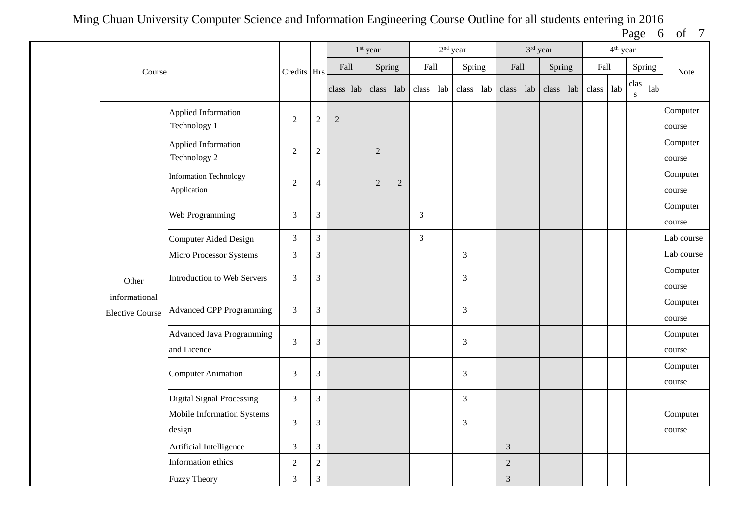Ming Chuan University Computer Science and Information Engineering Course Outline for all students entering in 2016

| Course | | Credits | Hrs | 1st year | | | | 2nd year | | | | 3rd year | | | | 4th year | | | | Note |
|---|---|---|---|---|---|---|---|---|---|---|---|---|---|---|---|---|---|---|---|---|
| | | | | Fall | | Spring | | Fall | | Spring | | Fall | | Spring | | Fall | | Spring | | |
| | | | | class | lab | class | lab | class | lab | class | lab | class | lab | class | lab | class | lab | class | lab | |
| Other informational Elective Course | Applied Information Technology 1 | 2 | 2 | 2 | | | | | | | | | | | | | | | | Computer course |
| | Applied Information Technology 2 | 2 | 2 | | | 2 | | | | | | | | | | | | | | Computer course |
| | Information Technology Application | 2 | 4 | | | 2 | 2 | | | | | | | | | | | | | Computer course |
| | Web Programming | 3 | 3 | | | | | 3 | | | | | | | | | | | | Computer course |
| | Computer Aided Design | 3 | 3 | | | | | 3 | | | | | | | | | | | | Lab course |
| | Micro Processor Systems | 3 | 3 | | | | | | | 3 | | | | | | | | | | Lab course |
| | Introduction to Web Servers | 3 | 3 | | | | | | | 3 | | | | | | | | | | Computer course |
| | Advanced CPP Programming | 3 | 3 | | | | | | | 3 | | | | | | | | | | Computer course |
| | Advanced Java Programming and Licence | 3 | 3 | | | | | | | 3 | | | | | | | | | | Computer course |
| | Computer Animation | 3 | 3 | | | | | | | 3 | | | | | | | | | | Computer course |
| | Digital Signal Processing | 3 | 3 | | | | | | | 3 | | | | | | | | | | |
| | Mobile Information Systems design | 3 | 3 | | | | | | | 3 | | | | | | | | | | Computer course |
| | Artificial Intelligence | 3 | 3 | | | | | | | | | 3 | | | | | | | | |
| | Information ethics | 2 | 2 | | | | | | | | | 2 | | | | | | | | |
| | Fuzzy Theory | 3 | 3 | | | | | | | | | 3 | | | | | | | | |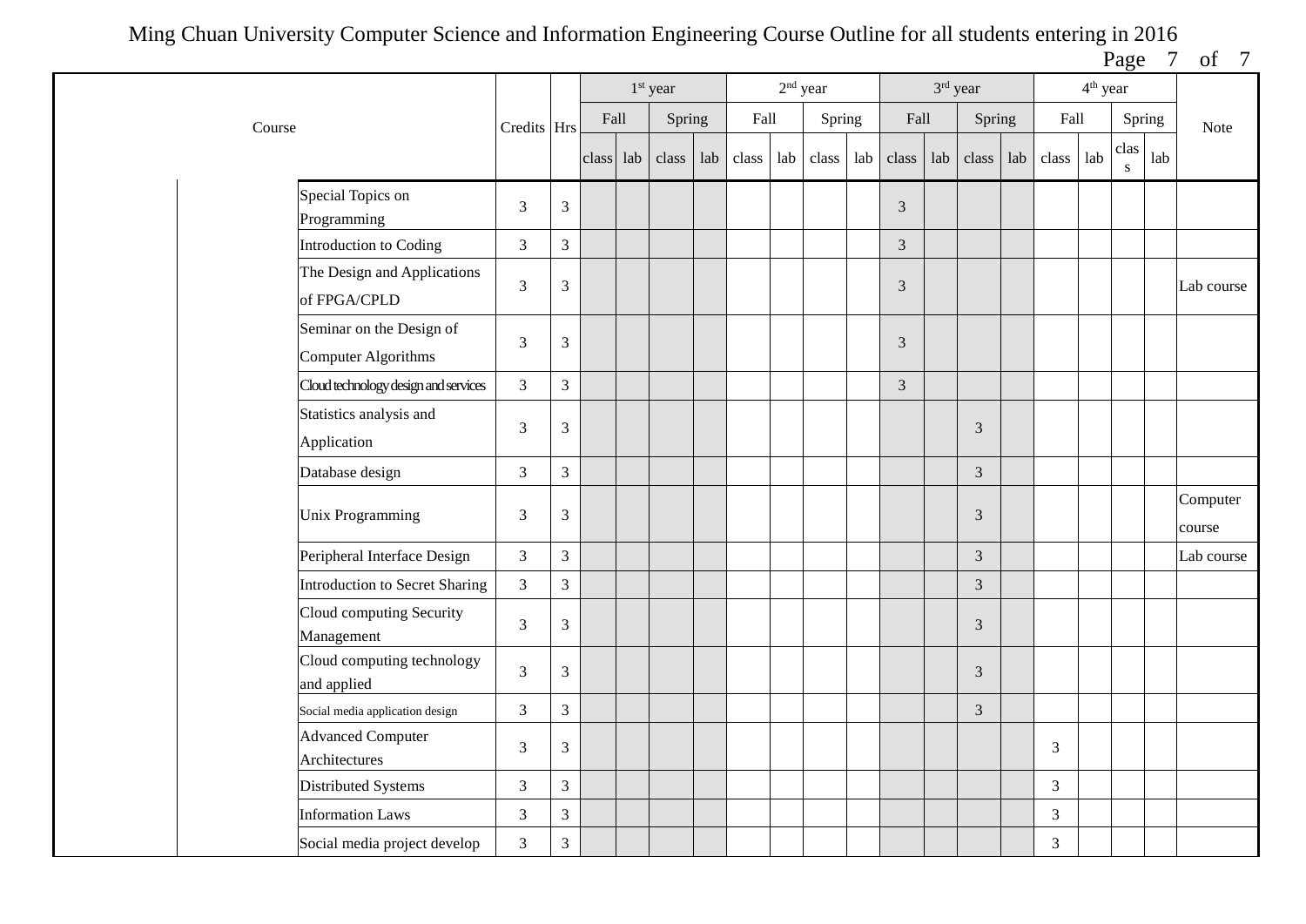# Ming Chuan University Computer Science and Information Engineering Course Outline for all students entering in 2016

| Course | | | Credits | Hrs | 1st year | | | | 2nd year | | | | 3rd year | | | | 4th year | | | | Note |
|---|---|---|---|---|---|---|---|---|---|---|---|---|---|---|---|---|---|---|---|---|---|
| | | | | | Fall | | Spring | | Fall | | Spring | | Fall | | Spring | | Fall | | Spring | | |
| | | | | | class | lab | class | lab | class | lab | class | lab | class | lab | class | lab | class | lab | class | lab | |
| | | Special Topics on Programming | 3 | 3 | | | | | | | | | 3 | | | | | | | | |
| | | Introduction to Coding | 3 | 3 | | | | | | | | | 3 | | | | | | | | |
| | | The Design and Applications of FPGA/CPLD | 3 | 3 | | | | | | | | | 3 | | | | | | | | Lab course |
| | | Seminar on the Design of Computer Algorithms | 3 | 3 | | | | | | | | | 3 | | | | | | | | |
| | | Cloud technology design and services | 3 | 3 | | | | | | | | | 3 | | | | | | | | |
| | | Statistics analysis and Application | 3 | 3 | | | | | | | | | | | 3 | | | | | | |
| | | Database design | 3 | 3 | | | | | | | | | | | 3 | | | | | | |
| | | Unix Programming | 3 | 3 | | | | | | | | | | | 3 | | | | | | Computer course |
| | | Peripheral Interface Design | 3 | 3 | | | | | | | | | | | 3 | | | | | | Lab course |
| | | Introduction to Secret Sharing | 3 | 3 | | | | | | | | | | | 3 | | | | | | |
| | | Cloud computing Security Management | 3 | 3 | | | | | | | | | | | 3 | | | | | | |
| | | Cloud computing technology and applied | 3 | 3 | | | | | | | | | | | 3 | | | | | | |
| | | Social media application design | 3 | 3 | | | | | | | | | | | 3 | | | | | | |
| | | Advanced Computer Architectures | 3 | 3 | | | | | | | | | | | | | 3 | | | | |
| | | Distributed Systems | 3 | 3 | | | | | | | | | | | | | 3 | | | | |
| | | Information Laws | 3 | 3 | | | | | | | | | | | | | 3 | | | | |
| | | Social media project develop | 3 | 3 | | | | | | | | | | | | | 3 | | | | |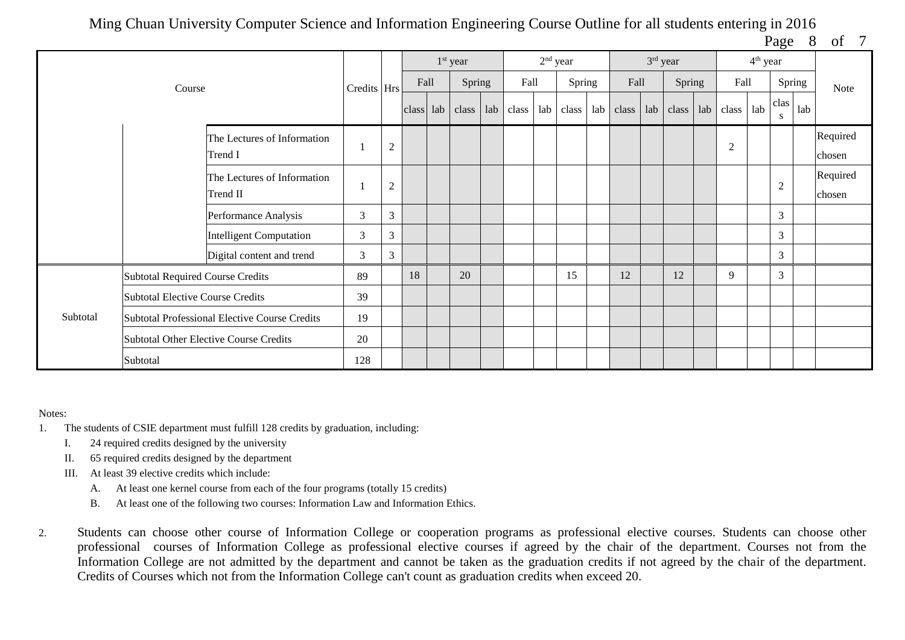Ming Chuan University Computer Science and Information Engineering Course Outline for all students entering in 2016

| Course | | | Credits | Hrs | 1st year | | | | 2nd year | | | | 3rd year | | | | 4th year | | | | Note |
|---|---|---|---|---|---|---|---|---|---|---|---|---|---|---|---|---|---|---|---|---|---|
| | | | | | Fall | | Spring | | Fall | | Spring | | Fall | | Spring | | Fall | | Spring | | |
| | | | | | class | lab | class | lab | class | lab | class | lab | class | lab | class | lab | class | lab | class | lab | |
| | | The Lectures of Information Trend I | 1 | 2 | | | | | | | | | | | | | 2 | | | | Required chosen |
| | | The Lectures of Information Trend II | 1 | 2 | | | | | | | | | | | | | | | 2 | | Required chosen |
| | | Performance Analysis | 3 | 3 | | | | | | | | | | | | | | | 3 | | |
| | | Intelligent Computation | 3 | 3 | | | | | | | | | | | | | | | 3 | | |
| | | Digital content and trend | 3 | 3 | | | | | | | | | | | | | | | 3 | | |
| Subtotal | Subtotal Required Course Credits | | 89 | | 18 | | 20 | | | | 15 | | 12 | | 12 | | 9 | | 3 | | |
| | Subtotal Elective Course Credits | | 39 | | | | | | | | | | | | | | | | | | |
| | Subtotal Professional Elective Course Credits | | 19 | | | | | | | | | | | | | | | | | | |
| | Subtotal Other Elective Course Credits | | 20 | | | | | | | | | | | | | | | | | | |
| | Subtotal | | 128 | | | | | | | | | | | | | | | | | | |

Notes:

1. The students of CSIE department must fulfill 128 credits by graduation, including:
   - I. 24 required credits designed by the university
   - II. 65 required credits designed by the department
   - III. At least 39 elective credits which include:
     - A. At least one kernel course from each of the four programs (totally 15 credits)
     - B. At least one of the following two courses: Information Law and Information Ethics.

2. Students can choose other course of Information College or cooperation programs as professional elective courses. Students can choose other professional courses of Information College as professional elective courses if agreed by the chair of the department. Courses not from the Information College are not admitted by the department and cannot be taken as the graduation credits if not agreed by the chair of the department. Credits of Courses which not from the Information College can't count as graduation credits when exceed 20.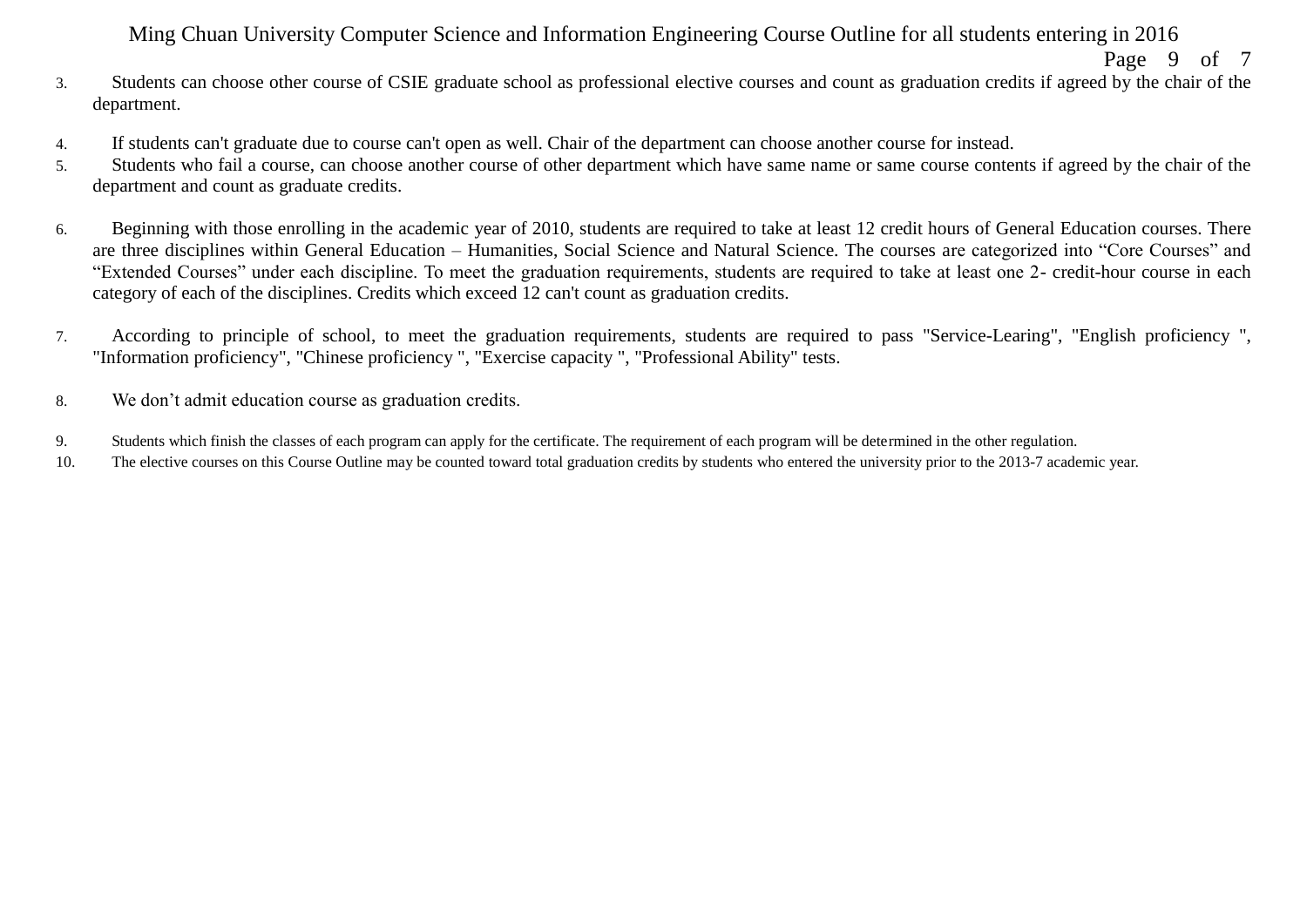3. Students can choose other course of CSIE graduate school as professional elective courses and count as graduation credits if agreed by the chair of the department.

4. If students can't graduate due to course can't open as well. Chair of the department can choose another course for instead.
5. Students who fail a course, can choose another course of other department which have same name or same course contents if agreed by the chair of the department and count as graduate credits.

6. Beginning with those enrolling in the academic year of 2010, students are required to take at least 12 credit hours of General Education courses. There are three disciplines within General Education – Humanities, Social Science and Natural Science. The courses are categorized into "Core Courses" and "Extended Courses" under each discipline. To meet the graduation requirements, students are required to take at least one 2- credit-hour course in each category of each of the disciplines. Credits which exceed 12 can't count as graduation credits.

7. According to principle of school, to meet the graduation requirements, students are required to pass "Service-Learing", "English proficiency ", "Information proficiency", "Chinese proficiency ", "Exercise capacity ", "Professional Ability" tests.

8. We don't admit education course as graduation credits.

9. Students which finish the classes of each program can apply for the certificate. The requirement of each program will be determined in the other regulation.
10. The elective courses on this Course Outline may be counted toward total graduation credits by students who entered the university prior to the 2013-7 academic year.